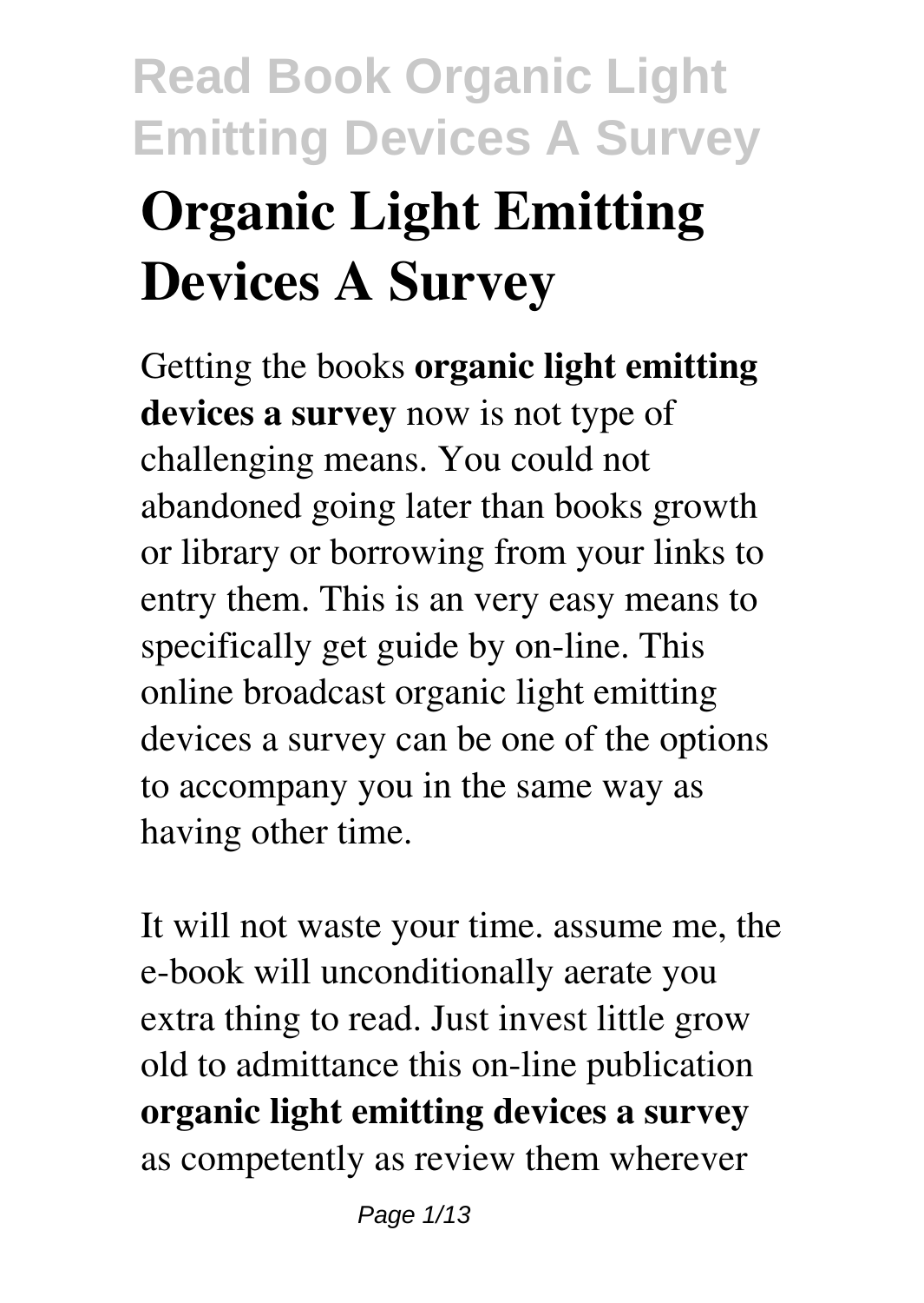# Organic Light Emitting Devices A Survey

Getting the books **organic light emitting devices a survey** now is not type of challenging means. You could not abandoned going later than books growth or library or borrowing from your links to entry them. This is an very easy means to specifically get guide by on-line. This online broadcast organic light emitting devices a survey can be one of the options to accompany you in the same way as having other time.

It will not waste your time. assume me, the e-book will unconditionally aerate you extra thing to read. Just invest little grow old to admittance this on-line publication **organic light emitting devices a survey** as competently as review them wherever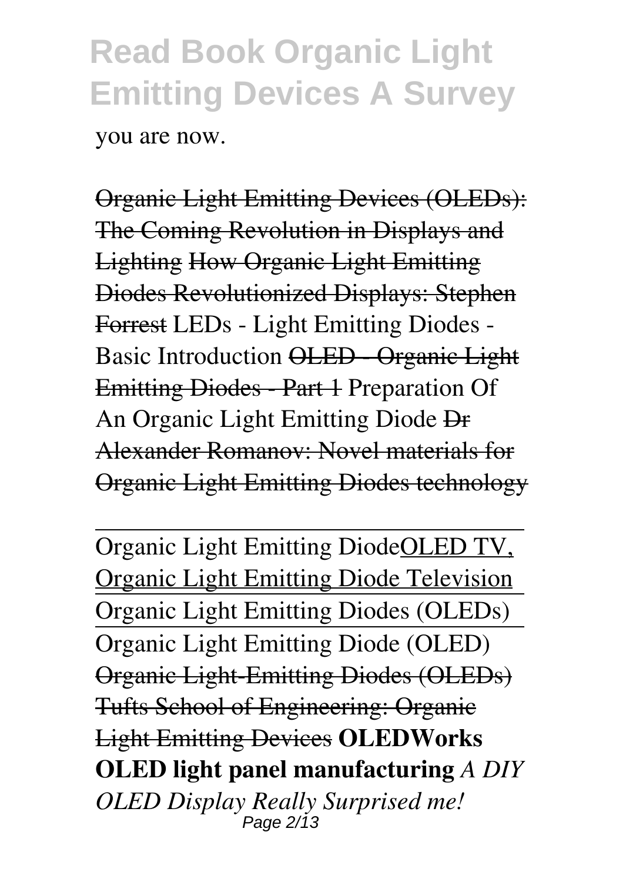you are now.

~~Organic Light Emitting Devices (OLEDs): The Coming Revolution in Displays and Lighting~~ ~~How Organic Light Emitting Diodes Revolutionized Displays: Stephen Forrest~~ LEDs - Light Emitting Diodes - Basic Introduction ~~OLED - Organic Light Emitting Diodes - Part 1~~ Preparation Of An Organic Light Emitting Diode ~~Dr Alexander Romanov: Novel materials for Organic Light Emitting Diodes technology~~

Organic Light Emitting DiodeOLED TV, Organic Light Emitting Diode Television
Organic Light Emitting Diodes (OLEDs)
Organic Light Emitting Diode (OLED)
~~Organic Light-Emitting Diodes (OLEDs)~~ ~~Tufts School of Engineering: Organic Light Emitting Devices~~ **OLEDWorks OLED light panel manufacturing** *A DIY OLED Display Really Surprised me!*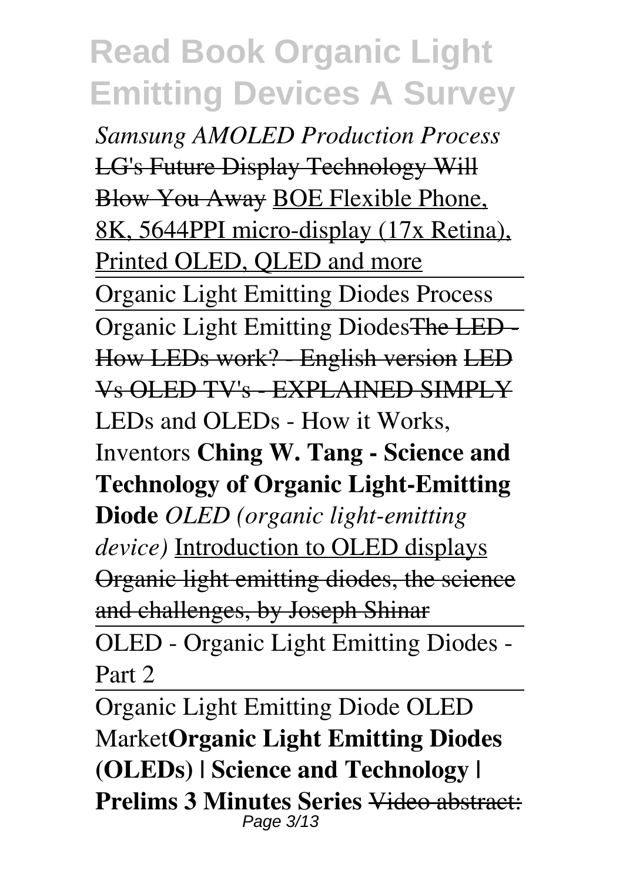*Samsung AMOLED Production Process* LG's Future Display Technology Will Blow You Away BOE Flexible Phone, 8K, 5644PPI micro-display (17x Retina), Printed OLED, QLED and more

Organic Light Emitting Diodes Process

Organic Light Emitting DiodesThe LED - How LEDs work? - English version LED Vs OLED TV's - EXPLAINED SIMPLY LEDs and OLEDs - How it Works, Inventors **Ching W. Tang - Science and Technology of Organic Light-Emitting Diode** *OLED (organic light-emitting device)* Introduction to OLED displays Organic light emitting diodes, the science and challenges, by Joseph Shinar

OLED - Organic Light Emitting Diodes - Part 2

Organic Light Emitting Diode OLED Market**Organic Light Emitting Diodes (OLEDs) | Science and Technology | Prelims 3 Minutes Series** Video abstract: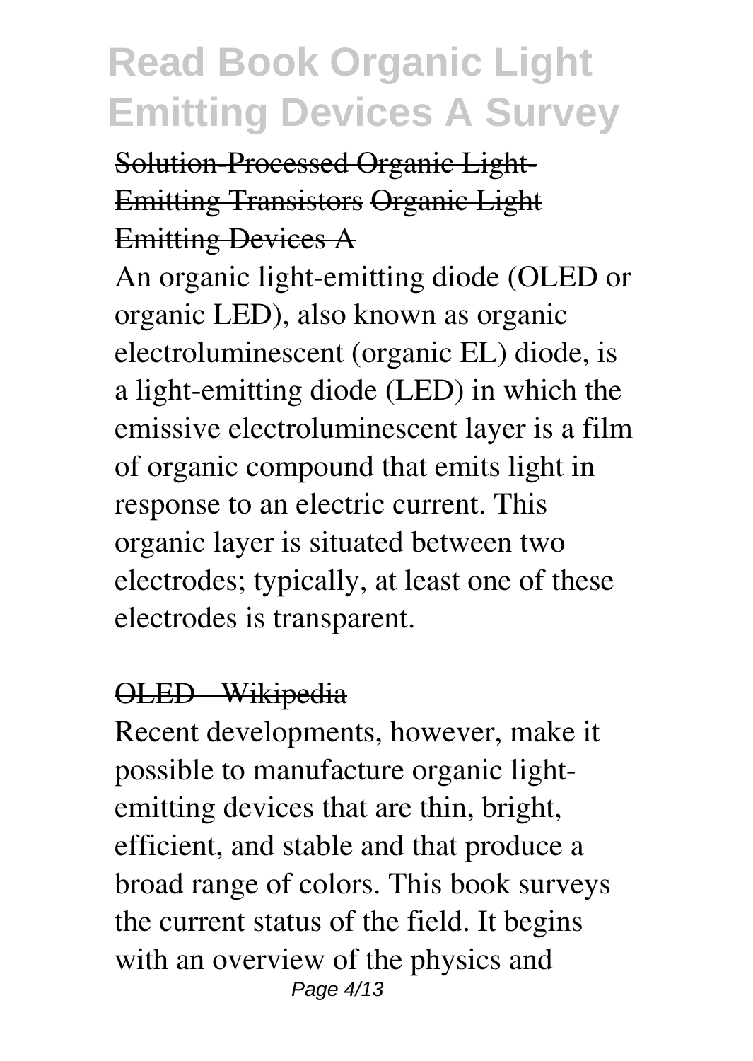Solution-Processed Organic Light-Emitting Transistors Organic Light Emitting Devices A

An organic light-emitting diode (OLED or organic LED), also known as organic electroluminescent (organic EL) diode, is a light-emitting diode (LED) in which the emissive electroluminescent layer is a film of organic compound that emits light in response to an electric current. This organic layer is situated between two electrodes; typically, at least one of these electrodes is transparent.

OLED - Wikipedia

Recent developments, however, make it possible to manufacture organic light-emitting devices that are thin, bright, efficient, and stable and that produce a broad range of colors. This book surveys the current status of the field. It begins with an overview of the physics and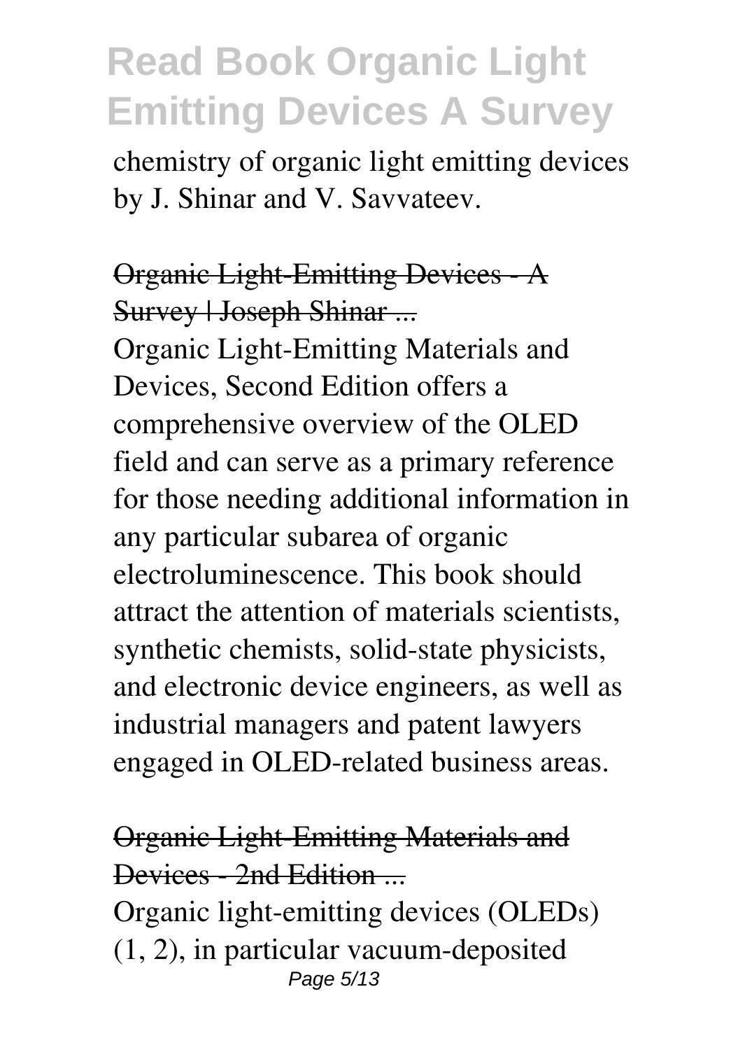chemistry of organic light emitting devices by J. Shinar and V. Savvateev.

## Organic Light-Emitting Devices - A Survey | Joseph Shinar ...

Organic Light-Emitting Materials and Devices, Second Edition offers a comprehensive overview of the OLED field and can serve as a primary reference for those needing additional information in any particular subarea of organic electroluminescence. This book should attract the attention of materials scientists, synthetic chemists, solid-state physicists, and electronic device engineers, as well as industrial managers and patent lawyers engaged in OLED-related business areas.

## Organic Light-Emitting Materials and Devices - 2nd Edition ...

Organic light-emitting devices (OLEDs) (1, 2), in particular vacuum-deposited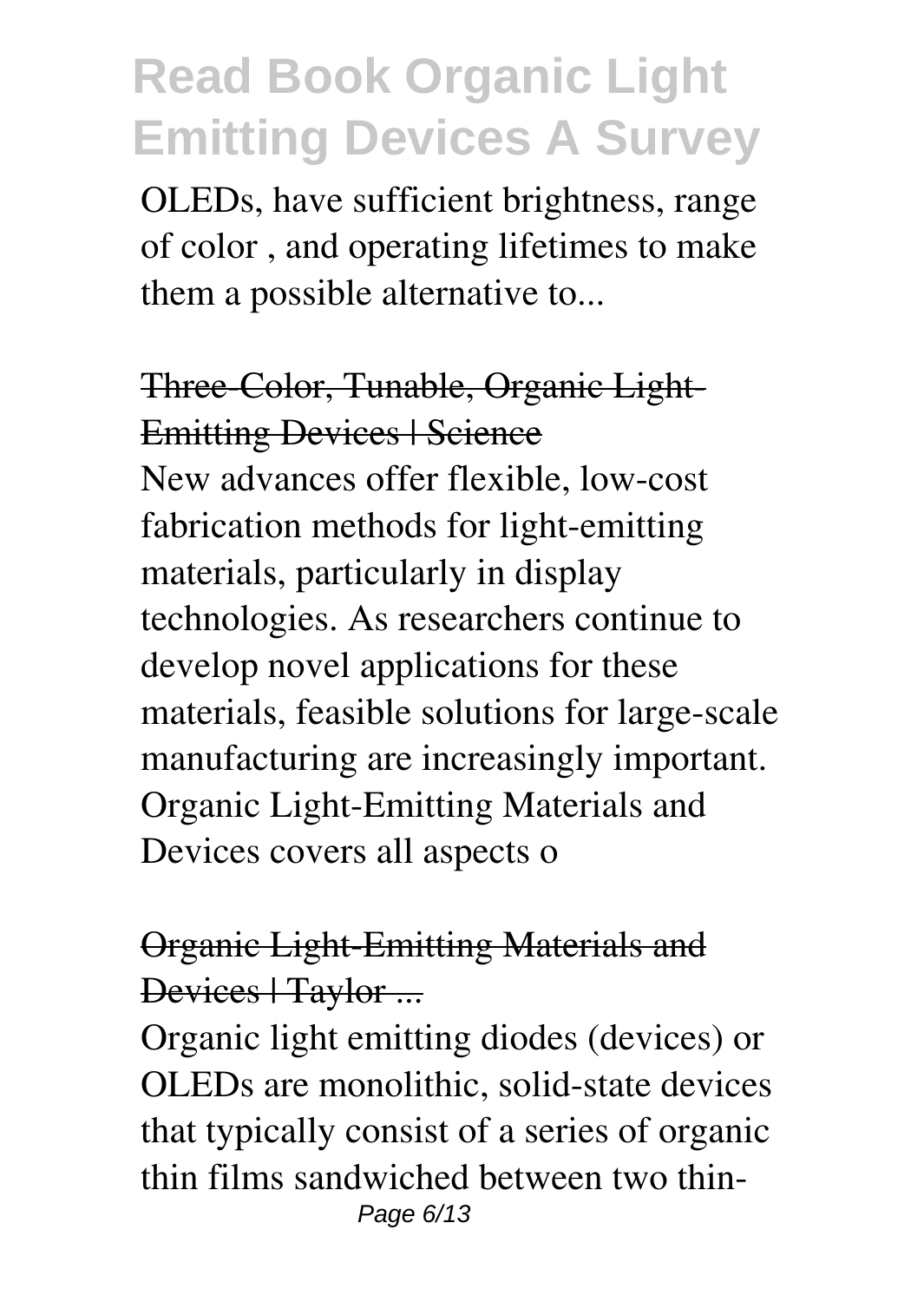OLEDs, have sufficient brightness, range of color , and operating lifetimes to make them a possible alternative to...

## Three-Color, Tunable, Organic Light-Emitting Devices | Science

New advances offer flexible, low-cost fabrication methods for light-emitting materials, particularly in display technologies. As researchers continue to develop novel applications for these materials, feasible solutions for large-scale manufacturing are increasingly important. Organic Light-Emitting Materials and Devices covers all aspects o

## Organic Light-Emitting Materials and Devices | Taylor ...

Organic light emitting diodes (devices) or OLEDs are monolithic, solid-state devices that typically consist of a series of organic thin films sandwiched between two thin-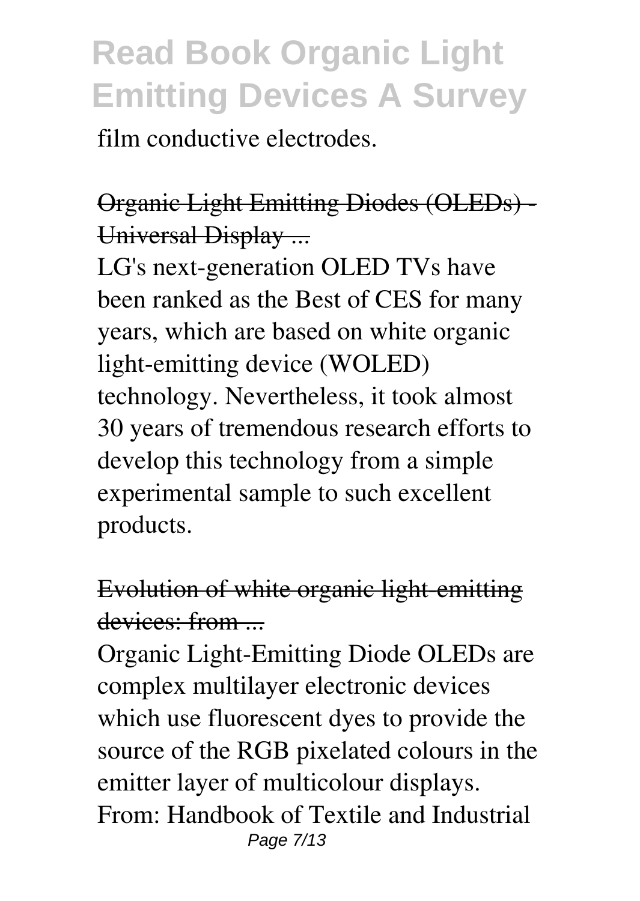film conductive electrodes.

## Organic Light Emitting Diodes (OLEDs) - Universal Display ...

LG's next-generation OLED TVs have been ranked as the Best of CES for many years, which are based on white organic light-emitting device (WOLED) technology. Nevertheless, it took almost 30 years of tremendous research efforts to develop this technology from a simple experimental sample to such excellent products.

## Evolution of white organic light-emitting devices: from ...

Organic Light-Emitting Diode OLEDs are complex multilayer electronic devices which use fluorescent dyes to provide the source of the RGB pixelated colours in the emitter layer of multicolour displays. From: Handbook of Textile and Industrial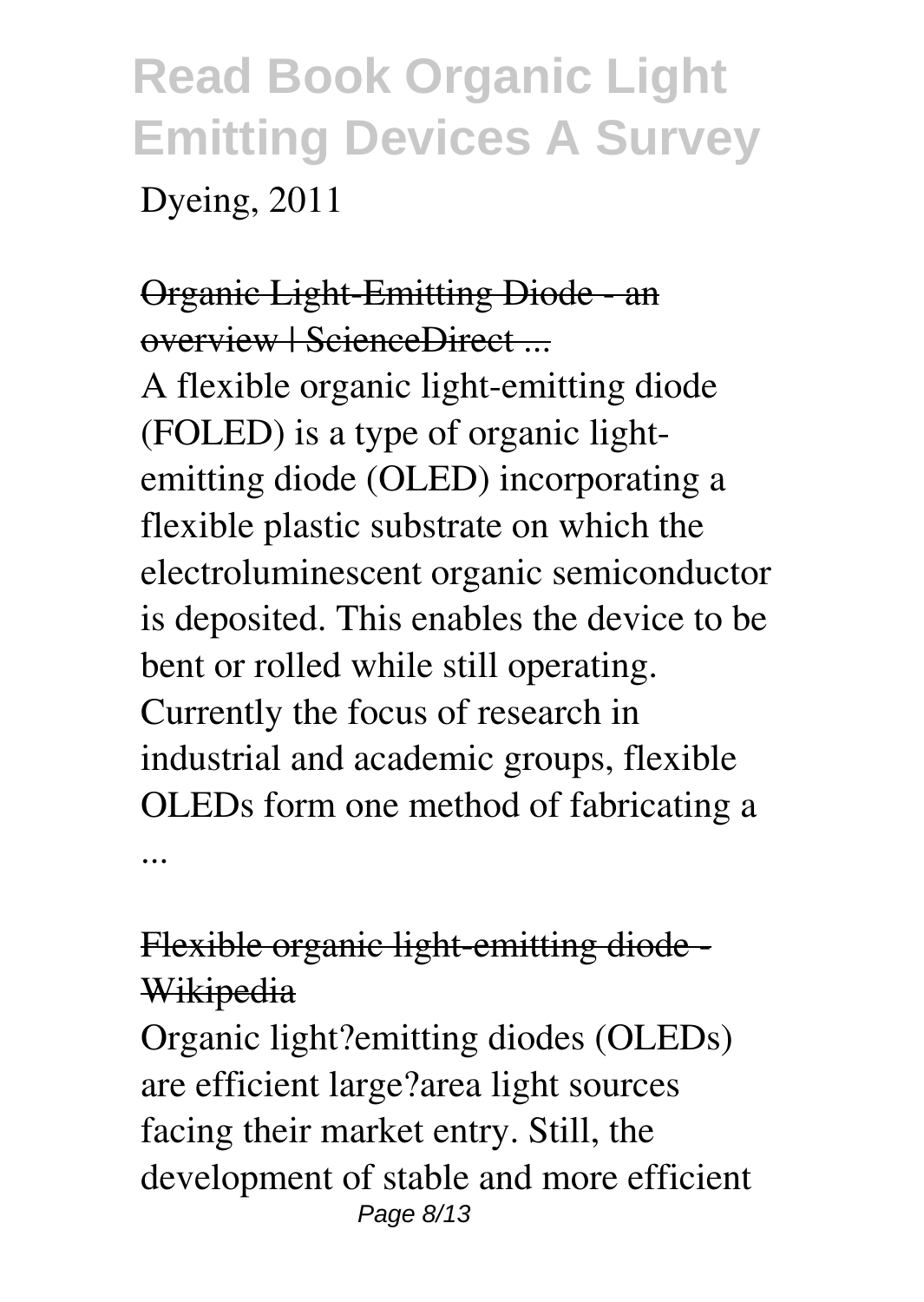Dyeing, 2011

Organic Light-Emitting Diode - an overview | ScienceDirect ...

A flexible organic light-emitting diode (FOLED) is a type of organic light-emitting diode (OLED) incorporating a flexible plastic substrate on which the electroluminescent organic semiconductor is deposited. This enables the device to be bent or rolled while still operating. Currently the focus of research in industrial and academic groups, flexible OLEDs form one method of fabricating a ...

Flexible organic light-emitting diode - Wikipedia

Organic light?emitting diodes (OLEDs) are efficient large?area light sources facing their market entry. Still, the development of stable and more efficient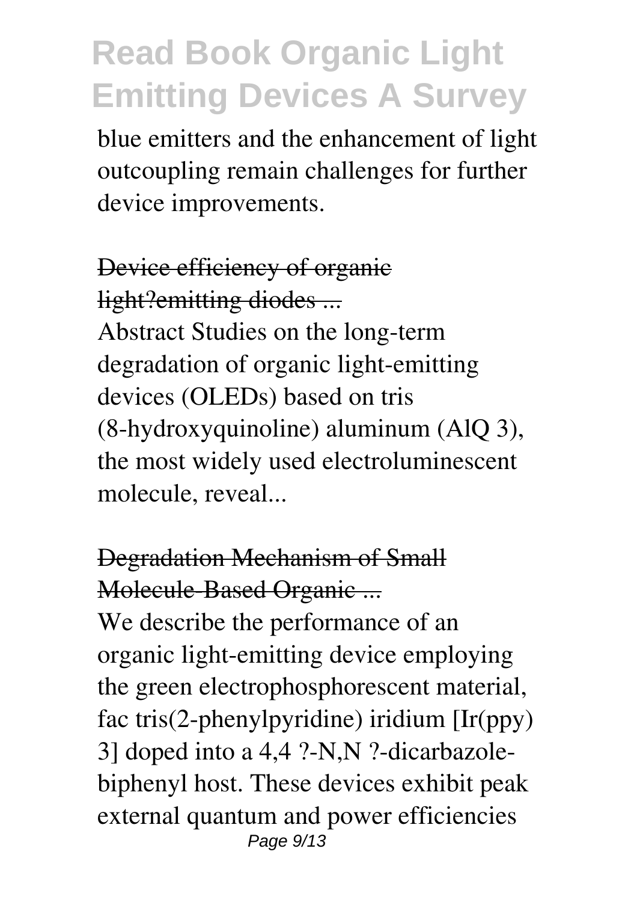blue emitters and the enhancement of light outcoupling remain challenges for further device improvements.

## Device efficiency of organic light?emitting diodes ...

Abstract Studies on the long-term degradation of organic light-emitting devices (OLEDs) based on tris (8-hydroxyquinoline) aluminum (AlQ 3), the most widely used electroluminescent molecule, reveal...

## Degradation Mechanism of Small Molecule-Based Organic ...

We describe the performance of an organic light-emitting device employing the green electrophosphorescent material, fac tris(2-phenylpyridine) iridium [Ir(ppy) 3] doped into a 4,4 ?-N,N ?-dicarbazole-biphenyl host. These devices exhibit peak external quantum and power efficiencies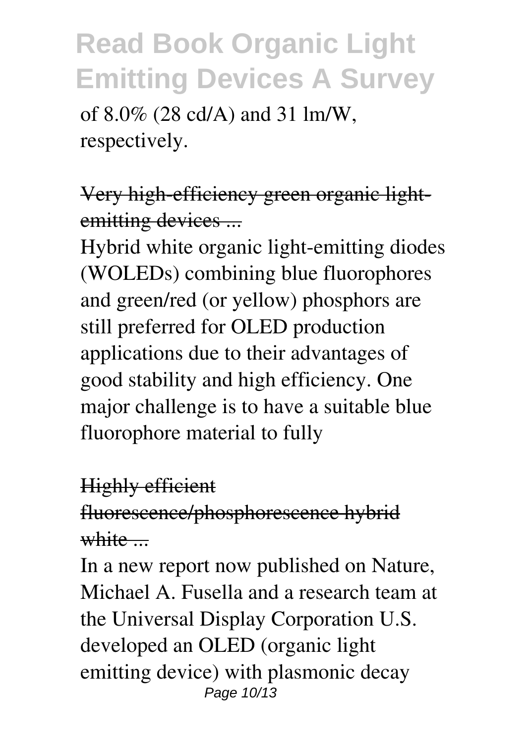of 8.0% (28 cd/A) and 31 lm/W, respectively.

Very high-efficiency green organic light-emitting devices ...

Hybrid white organic light-emitting diodes (WOLEDs) combining blue fluorophores and green/red (or yellow) phosphors are still preferred for OLED production applications due to their advantages of good stability and high efficiency. One major challenge is to have a suitable blue fluorophore material to fully

Highly efficient fluorescence/phosphorescence hybrid white ...

In a new report now published on Nature, Michael A. Fusella and a research team at the Universal Display Corporation U.S. developed an OLED (organic light emitting device) with plasmonic decay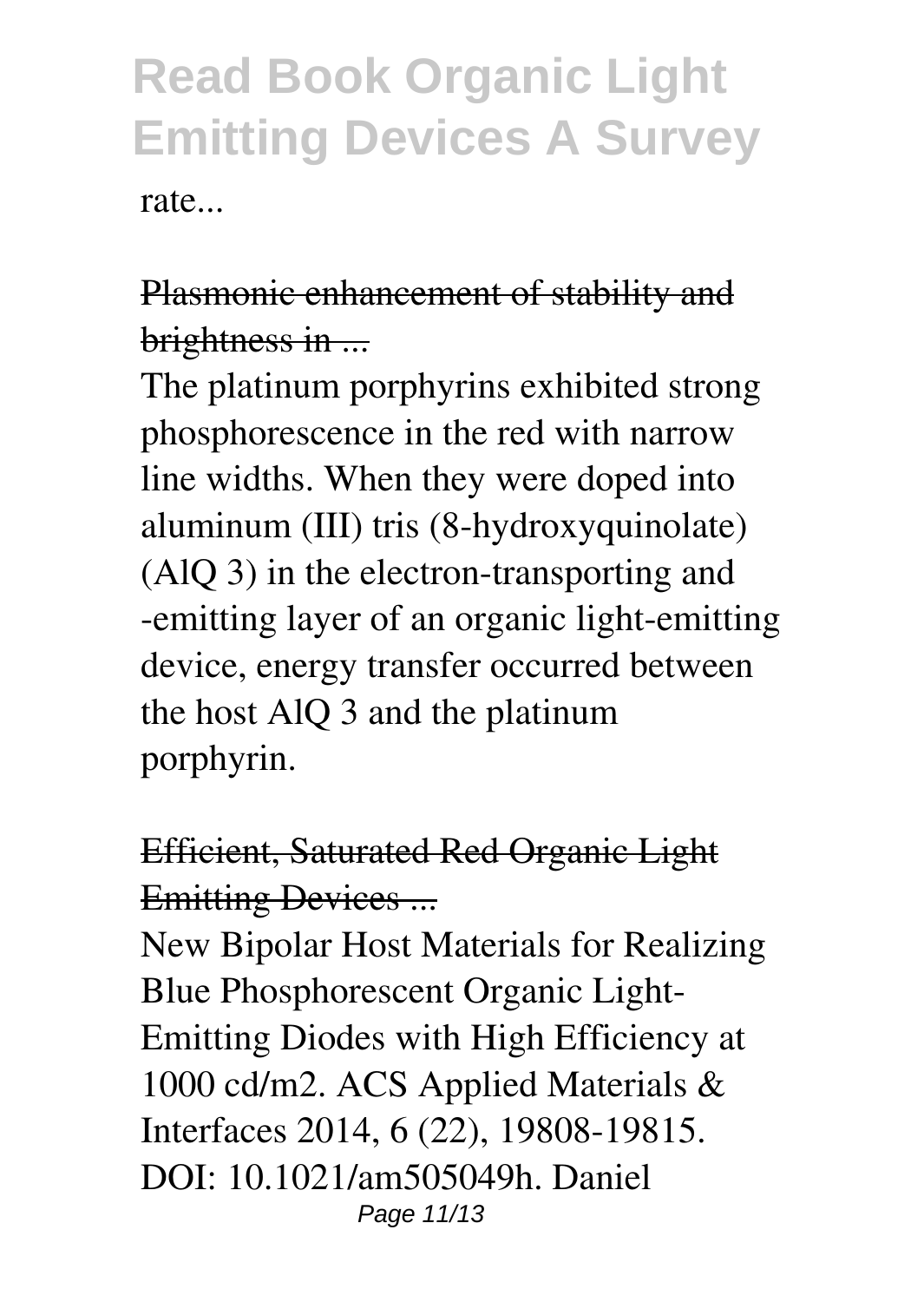rate...

## Plasmonic enhancement of stability and brightness in ...

The platinum porphyrins exhibited strong phosphorescence in the red with narrow line widths. When they were doped into aluminum (III) tris (8-hydroxyquinolate) ($AlQ_3$) in the electron-transporting and -emitting layer of an organic light-emitting device, energy transfer occurred between the host $AlQ_3$ and the platinum porphyrin.

## Efficient, Saturated Red Organic Light Emitting Devices ...

New Bipolar Host Materials for Realizing Blue Phosphorescent Organic Light-Emitting Diodes with High Efficiency at 1000 cd/m2. ACS Applied Materials & Interfaces 2014, 6 (22), 19808-19815. DOI: 10.1021/am505049h. Daniel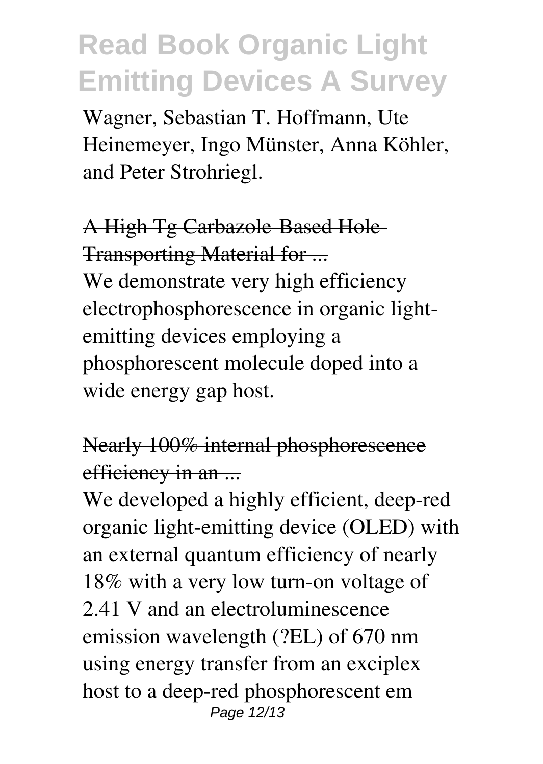Wagner, Sebastian T. Hoffmann, Ute Heinemeyer, Ingo Münster, Anna Köhler, and Peter Strohriegl.

A High Tg Carbazole-Based Hole-Transporting Material for ...

We demonstrate very high efficiency electrophosphorescence in organic light-emitting devices employing a phosphorescent molecule doped into a wide energy gap host.

Nearly 100% internal phosphorescence efficiency in an ...

We developed a highly efficient, deep-red organic light-emitting device (OLED) with an external quantum efficiency of nearly 18% with a very low turn-on voltage of 2.41 V and an electroluminescence emission wavelength (?EL) of 670 nm using energy transfer from an exciplex host to a deep-red phosphorescent em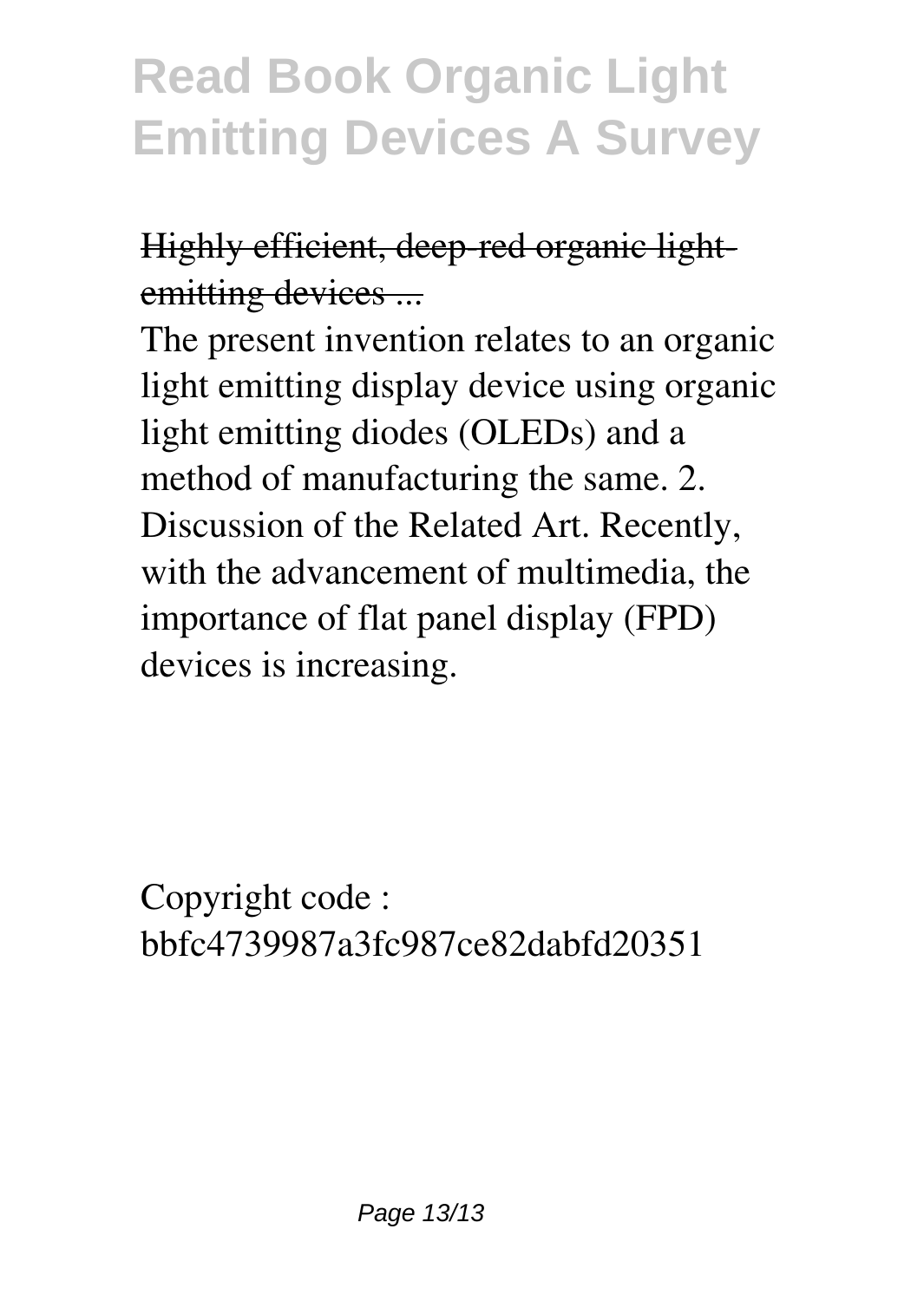Highly efficient, deep-red organic light-emitting devices ...

The present invention relates to an organic light emitting display device using organic light emitting diodes (OLEDs) and a method of manufacturing the same. 2. Discussion of the Related Art. Recently, with the advancement of multimedia, the importance of flat panel display (FPD) devices is increasing.

Copyright code : bbfc4739987a3fc987ce82dabfd20351